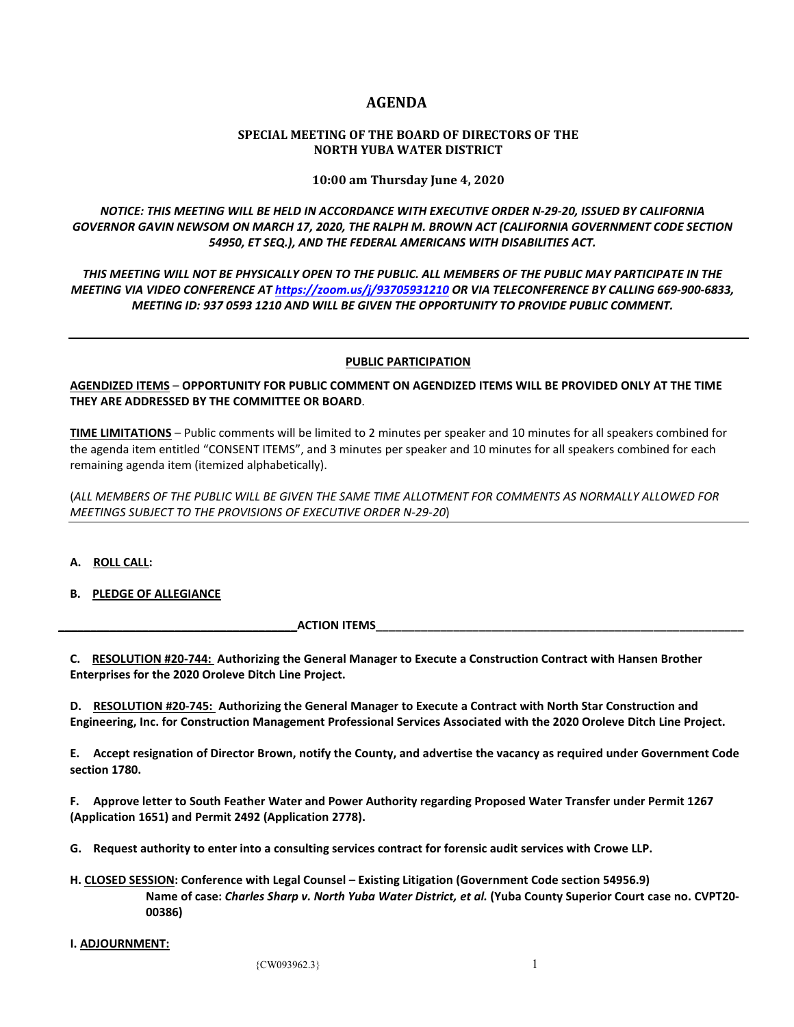# AGENDA

## SPECIAL MEETING OF THE BOARD OF DIRECTORS OF THE NORTH YUBA WATER DISTRICT

### 10:00 am Thursday June 4, 2020

***NOTICE: THIS MEETING WILL BE HELD IN ACCORDANCE WITH EXECUTIVE ORDER N-29-20, ISSUED BY CALIFORNIA GOVERNOR GAVIN NEWSOM ON MARCH 17, 2020, THE RALPH M. BROWN ACT (CALIFORNIA GOVERNMENT CODE SECTION 54950, ET SEQ.), AND THE FEDERAL AMERICANS WITH DISABILITIES ACT.***

***THIS MEETING WILL NOT BE PHYSICALLY OPEN TO THE PUBLIC. ALL MEMBERS OF THE PUBLIC MAY PARTICIPATE IN THE MEETING VIA VIDEO CONFERENCE AT [https://zoom.us/j/93705931210](https://zoom.us/j/93705931210) OR VIA TELECONFERENCE BY CALLING 669-900-6833, MEETING ID: 937 0593 1210 AND WILL BE GIVEN THE OPPORTUNITY TO PROVIDE PUBLIC COMMENT.***

---

**PUBLIC PARTICIPATION**

**AGENDIZED ITEMS – OPPORTUNITY FOR PUBLIC COMMENT ON AGENDIZED ITEMS WILL BE PROVIDED ONLY AT THE TIME THEY ARE ADDRESSED BY THE COMMITTEE OR BOARD**.

**TIME LIMITATIONS** – Public comments will be limited to 2 minutes per speaker and 10 minutes for all speakers combined for the agenda item entitled "CONSENT ITEMS", and 3 minutes per speaker and 10 minutes for all speakers combined for each remaining agenda item (itemized alphabetically).

(*ALL MEMBERS OF THE PUBLIC WILL BE GIVEN THE SAME TIME ALLOTMENT FOR COMMENTS AS NORMALLY ALLOWED FOR MEETINGS SUBJECT TO THE PROVISIONS OF EXECUTIVE ORDER N-29-20*)

---

**A. ROLL CALL:**

**B. PLEDGE OF ALLEGIANCE**

**ACTION ITEMS**

**C. RESOLUTION #20-744: Authorizing the General Manager to Execute a Construction Contract with Hansen Brother Enterprises for the 2020 Oroleve Ditch Line Project.**

**D. RESOLUTION #20-745: Authorizing the General Manager to Execute a Contract with North Star Construction and Engineering, Inc. for Construction Management Professional Services Associated with the 2020 Oroleve Ditch Line Project.**

**E. Accept resignation of Director Brown, notify the County, and advertise the vacancy as required under Government Code section 1780.**

**F. Approve letter to South Feather Water and Power Authority regarding Proposed Water Transfer under Permit 1267 (Application 1651) and Permit 2492 (Application 2778).**

**G. Request authority to enter into a consulting services contract for forensic audit services with Crowe LLP.**

**H. CLOSED SESSION: Conference with Legal Counsel – Existing Litigation (Government Code section 54956.9)**
**Name of case: *Charles Sharp v. North Yuba Water District, et al.* (Yuba County Superior Court case no. CVPT20-00386)**

**I. ADJOURNMENT:**

{CW093962.3}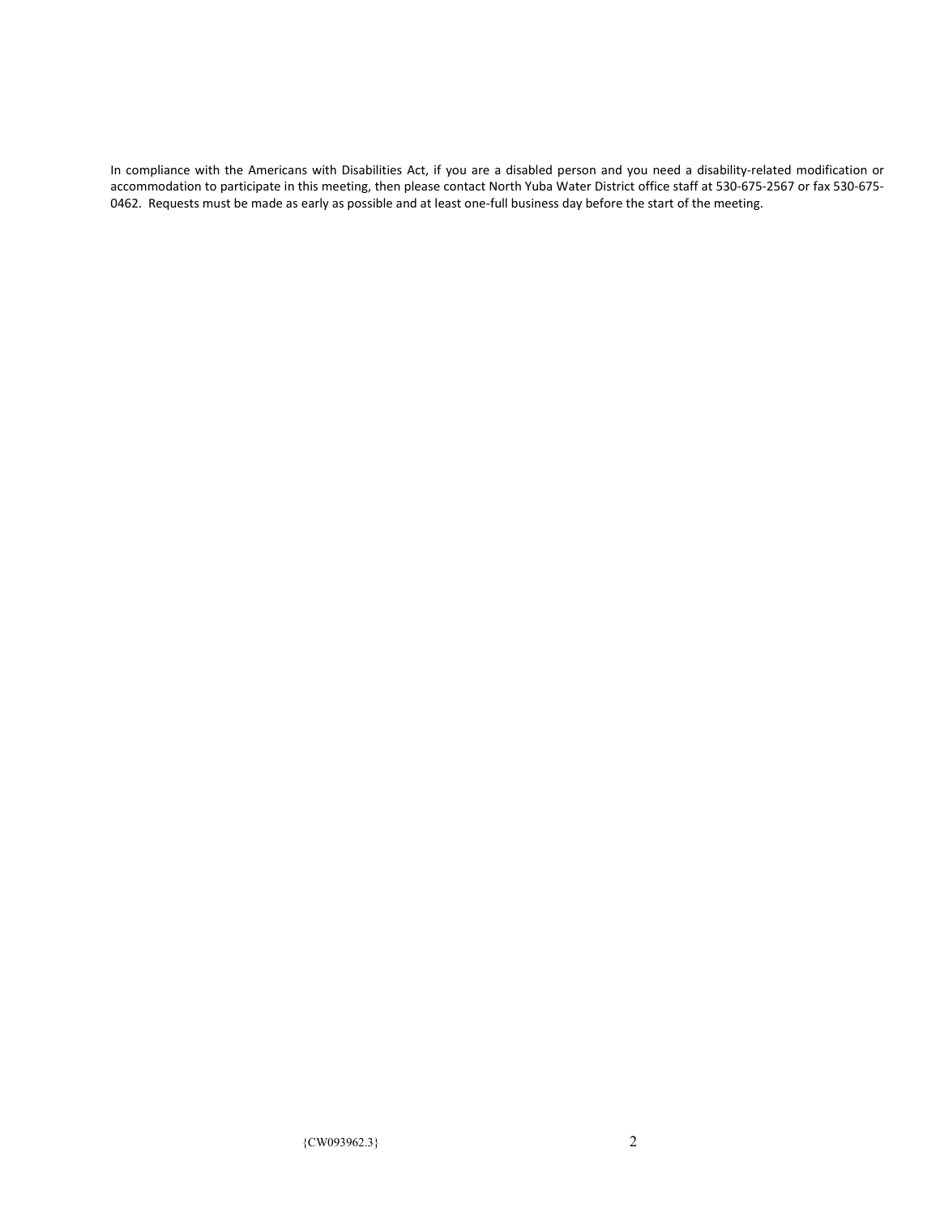In compliance with the Americans with Disabilities Act, if you are a disabled person and you need a disability-related modification or accommodation to participate in this meeting, then please contact North Yuba Water District office staff at 530-675-2567 or fax 530-675-0462. Requests must be made as early as possible and at least one-full business day before the start of the meeting.

{CW093962.3}